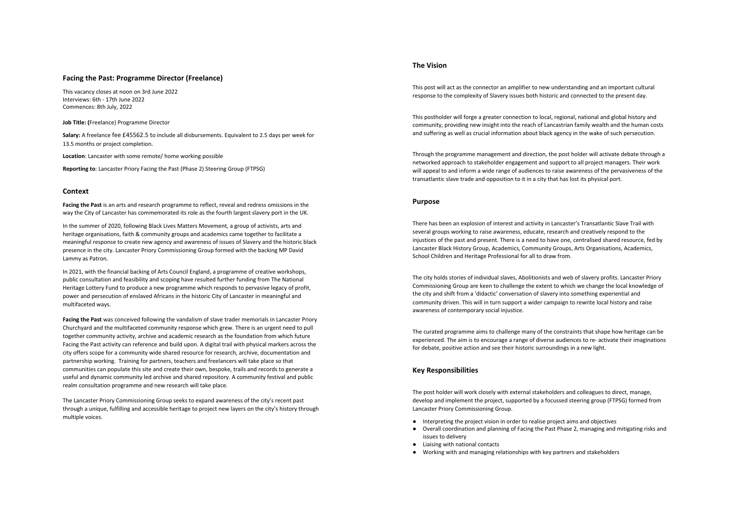## Facing the Past: Programme Director (Freelance)

This vacancy closes at noon on 3rd June 2022
Interviews: 6th - 17th June 2022
Commences: 8th July, 2022

**Job Title: (**Freelance) Programme Director

**Salary:** A freelance fee £45562.5 to include all disbursements. Equivalent to 2.5 days per week for 13.5 months or project completion.

**Location**: Lancaster with some remote/ home working possible

**Reporting to**: Lancaster Priory Facing the Past (Phase 2) Steering Group (FTPSG)

## Context

**Facing the Past** is an arts and research programme to reflect, reveal and redress omissions in the way the City of Lancaster has commemorated its role as the fourth largest slavery port in the UK.

In the summer of 2020, following Black Lives Matters Movement, a group of activists, arts and heritage organisations, faith & community groups and academics came together to facilitate a meaningful response to create new agency and awareness of issues of Slavery and the historic black presence in the city. Lancaster Priory Commissioning Group formed with the backing MP David Lammy as Patron.

In 2021, with the financial backing of Arts Council England, a programme of creative workshops, public consultation and feasibility and scoping have resulted further funding from The National Heritage Lottery Fund to produce a new programme which responds to pervasive legacy of profit, power and persecution of enslaved Africans in the historic City of Lancaster in meaningful and multifaceted ways.

**Facing the Past** was conceived following the vandalism of slave trader memorials in Lancaster Priory Churchyard and the multifaceted community response which grew. There is an urgent need to pull together community activity, archive and academic research as the foundation from which future Facing the Past activity can reference and build upon. A digital trail with physical markers across the city offers scope for a community wide shared resource for research, archive, documentation and partnership working. Training for partners, teachers and freelancers will take place so that communities can populate this site and create their own, bespoke, trails and records to generate a useful and dynamic community led archive and shared repository. A community festival and public realm consultation programme and new research will take place.

The Lancaster Priory Commissioning Group seeks to expand awareness of the city's recent past through a unique, fulfilling and accessible heritage to project new layers on the city's history through multiple voices.

## The Vision

This post will act as the connector an amplifier to new understanding and an important cultural response to the complexity of Slavery issues both historic and connected to the present day.

This postholder will forge a greater connection to local, regional, national and global history and community, providing new insight into the reach of Lancastrian family wealth and the human costs and suffering as well as crucial information about black agency in the wake of such persecution.

Through the programme management and direction, the post holder will activate debate through a networked approach to stakeholder engagement and support to all project managers. Their work will appeal to and inform a wide range of audiences to raise awareness of the pervasiveness of the transatlantic slave trade and opposition to it in a city that has lost its physical port.

## Purpose

There has been an explosion of interest and activity in Lancaster's Transatlantic Slave Trail with several groups working to raise awareness, educate, research and creatively respond to the injustices of the past and present. There is a need to have one, centralised shared resource, fed by Lancaster Black History Group, Academics, Community Groups, Arts Organisations, Academics, School Children and Heritage Professional for all to draw from.

The city holds stories of individual slaves, Abolitionists and web of slavery profits. Lancaster Priory Commissioning Group are keen to challenge the extent to which we change the local knowledge of the city and shift from a 'didactic' conversation of slavery into something experiential and community driven. This will in turn support a wider campaign to rewrite local history and raise awareness of contemporary social injustice.

The curated programme aims to challenge many of the constraints that shape how heritage can be experienced. The aim is to encourage a range of diverse audiences to re- activate their imaginations for debate, positive action and see their historic surroundings in a new light.

## Key Responsibilities

The post holder will work closely with external stakeholders and colleagues to direct, manage, develop and implement the project, supported by a focussed steering group (FTPSG) formed from Lancaster Priory Commissioning Group.

- Interpreting the project vision in order to realise project aims and objectives
- Overall coordination and planning of Facing the Past Phase 2, managing and mitigating risks and issues to delivery
- Liaising with national contacts
- Working with and managing relationships with key partners and stakeholders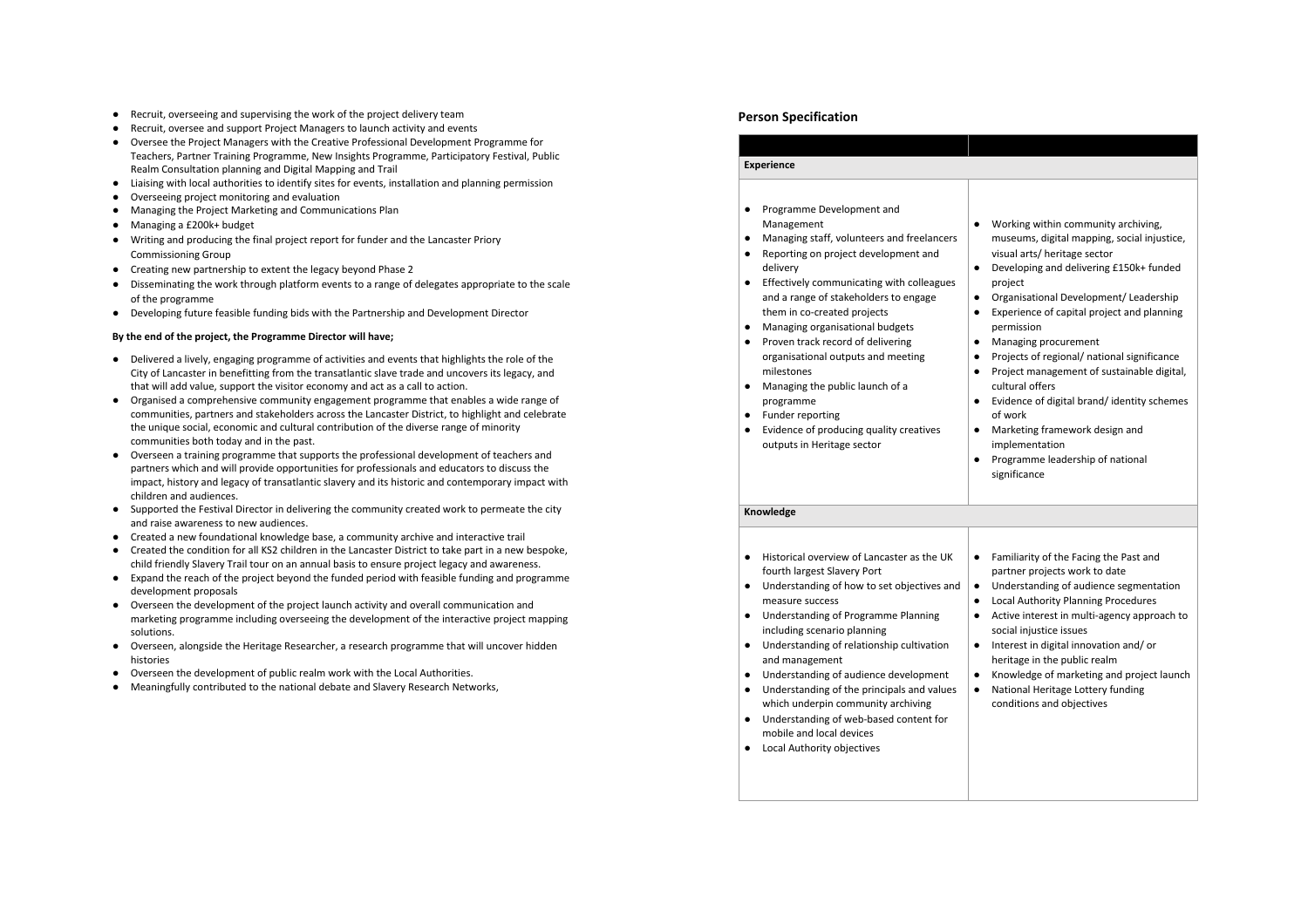- Recruit, overseeing and supervising the work of the project delivery team
- Recruit, oversee and support Project Managers to launch activity and events
- Oversee the Project Managers with the Creative Professional Development Programme for Teachers, Partner Training Programme, New Insights Programme, Participatory Festival, Public Realm Consultation planning and Digital Mapping and Trail
- Liaising with local authorities to identify sites for events, installation and planning permission
- Overseeing project monitoring and evaluation
- Managing the Project Marketing and Communications Plan
- Managing a £200k+ budget
- Writing and producing the final project report for funder and the Lancaster Priory Commissioning Group
- Creating new partnership to extent the legacy beyond Phase 2
- Disseminating the work through platform events to a range of delegates appropriate to the scale of the programme
- Developing future feasible funding bids with the Partnership and Development Director

**By the end of the project, the Programme Director will have;**

- Delivered a lively, engaging programme of activities and events that highlights the role of the City of Lancaster in benefitting from the transatlantic slave trade and uncovers its legacy, and that will add value, support the visitor economy and act as a call to action.
- Organised a comprehensive community engagement programme that enables a wide range of communities, partners and stakeholders across the Lancaster District, to highlight and celebrate the unique social, economic and cultural contribution of the diverse range of minority communities both today and in the past.
- Overseen a training programme that supports the professional development of teachers and partners which and will provide opportunities for professionals and educators to discuss the impact, history and legacy of transatlantic slavery and its historic and contemporary impact with children and audiences.
- Supported the Festival Director in delivering the community created work to permeate the city and raise awareness to new audiences.
- Created a new foundational knowledge base, a community archive and interactive trail
- Created the condition for all KS2 children in the Lancaster District to take part in a new bespoke, child friendly Slavery Trail tour on an annual basis to ensure project legacy and awareness.
- Expand the reach of the project beyond the funded period with feasible funding and programme development proposals
- Overseen the development of the project launch activity and overall communication and marketing programme including overseeing the development of the interactive project mapping solutions.
- Overseen, alongside the Heritage Researcher, a research programme that will uncover hidden histories
- Overseen the development of public realm work with the Local Authorities.
- Meaningfully contributed to the national debate and Slavery Research Networks,

## Person Specification

| | |
|---|---|
| **Experience** | |
| • Programme Development and Management<br>• Managing staff, volunteers and freelancers<br>• Reporting on project development and delivery<br>• Effectively communicating with colleagues and a range of stakeholders to engage them in co-created projects<br>• Managing organisational budgets<br>• Proven track record of delivering organisational outputs and meeting milestones<br>• Managing the public launch of a programme<br>• Funder reporting<br>• Evidence of producing quality creatives outputs in Heritage sector | • Working within community archiving, museums, digital mapping, social injustice, visual arts/ heritage sector<br>• Developing and delivering £150k+ funded project<br>• Organisational Development/ Leadership<br>• Experience of capital project and planning permission<br>• Managing procurement<br>• Projects of regional/ national significance<br>• Project management of sustainable digital, cultural offers<br>• Evidence of digital brand/ identity schemes of work<br>• Marketing framework design and implementation<br>• Programme leadership of national significance |
| **Knowledge** | |
| • Historical overview of Lancaster as the UK fourth largest Slavery Port<br>• Understanding of how to set objectives and measure success<br>• Understanding of Programme Planning including scenario planning<br>• Understanding of relationship cultivation and management<br>• Understanding of audience development<br>• Understanding of the principals and values which underpin community archiving<br>• Understanding of web-based content for mobile and local devices<br>• Local Authority objectives | • Familiarity of the Facing the Past and partner projects work to date<br>• Understanding of audience segmentation<br>• Local Authority Planning Procedures<br>• Active interest in multi-agency approach to social injustice issues<br>• Interest in digital innovation and/ or heritage in the public realm<br>• Knowledge of marketing and project launch<br>• National Heritage Lottery funding conditions and objectives |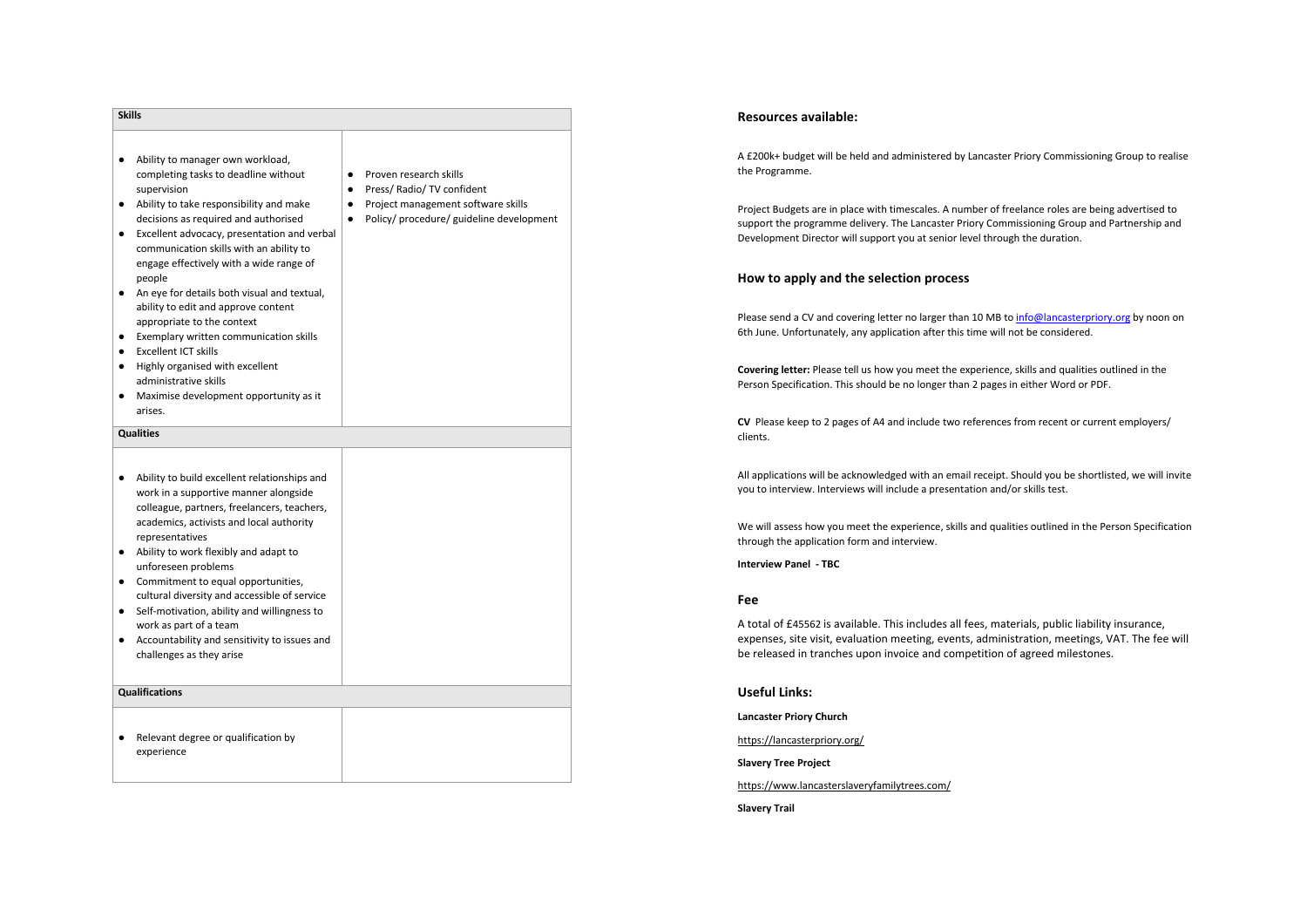| Skills | |
|---|---|
| ● Ability to manager own workload, completing tasks to deadline without supervision<br>● Ability to take responsibility and make decisions as required and authorised<br>● Excellent advocacy, presentation and verbal communication skills with an ability to engage effectively with a wide range of people<br>● An eye for details both visual and textual, ability to edit and approve content appropriate to the context<br>● Exemplary written communication skills<br>● Excellent ICT skills<br>● Highly organised with excellent administrative skills<br>● Maximise development opportunity as it arises. | ● Proven research skills<br>● Press/ Radio/ TV confident<br>● Project management software skills<br>● Policy/ procedure/ guideline development |
| **Qualities** | |
| ● Ability to build excellent relationships and work in a supportive manner alongside colleague, partners, freelancers, teachers, academics, activists and local authority representatives<br>● Ability to work flexibly and adapt to unforeseen problems<br>● Commitment to equal opportunities, cultural diversity and accessible of service<br>● Self-motivation, ability and willingness to work as part of a team<br>● Accountability and sensitivity to issues and challenges as they arise | |
| **Qualifications** | |
| ● Relevant degree or qualification by experience | |

## Resources available:

A £200k+ budget will be held and administered by Lancaster Priory Commissioning Group to realise the Programme.

Project Budgets are in place with timescales. A number of freelance roles are being advertised to support the programme delivery. The Lancaster Priory Commissioning Group and Partnership and Development Director will support you at senior level through the duration.

## How to apply and the selection process

Please send a CV and covering letter no larger than 10 MB to info@lancasterpriory.org by noon on 6th June. Unfortunately, any application after this time will not be considered.

**Covering letter:** Please tell us how you meet the experience, skills and qualities outlined in the Person Specification. This should be no longer than 2 pages in either Word or PDF.

**CV** Please keep to 2 pages of A4 and include two references from recent or current employers/ clients.

All applications will be acknowledged with an email receipt. Should you be shortlisted, we will invite you to interview. Interviews will include a presentation and/or skills test.

We will assess how you meet the experience, skills and qualities outlined in the Person Specification through the application form and interview.

**Interview Panel - TBC**

## Fee

A total of £45562 is available. This includes all fees, materials, public liability insurance, expenses, site visit, evaluation meeting, events, administration, meetings, VAT. The fee will be released in tranches upon invoice and competition of agreed milestones.

## Useful Links:

**Lancaster Priory Church**

https://lancasterpriory.org/

**Slavery Tree Project**

https://www.lancasterslaveryfamilytrees.com/

**Slavery Trail**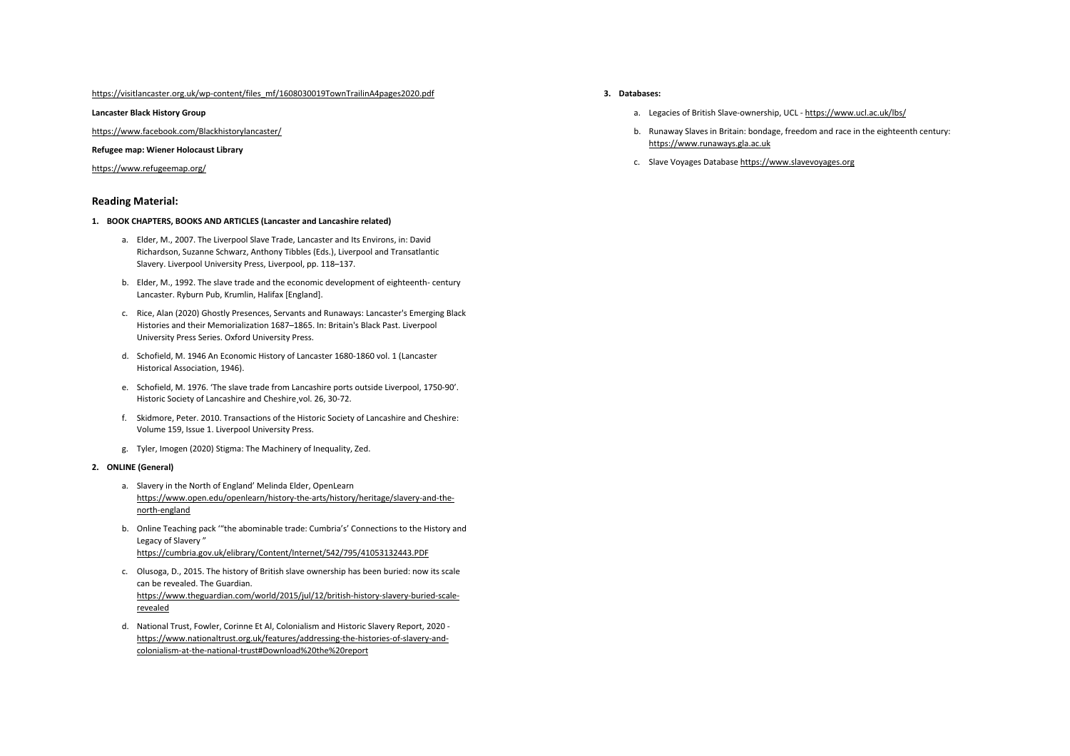https://visitlancaster.org.uk/wp-content/files_mf/1608030019TownTrailinA4pages2020.pdf

**Lancaster Black History Group**

https://www.facebook.com/Blackhistorylancaster/

**Refugee map: Wiener Holocaust Library**

https://www.refugeemap.org/

## Reading Material:

**1. BOOK CHAPTERS, BOOKS AND ARTICLES (Lancaster and Lancashire related)**

a. Elder, M., 2007. The Liverpool Slave Trade, Lancaster and Its Environs, in: David Richardson, Suzanne Schwarz, Anthony Tibbles (Eds.), Liverpool and Transatlantic Slavery. Liverpool University Press, Liverpool, pp. 118–137.

b. Elder, M., 1992. The slave trade and the economic development of eighteenth- century Lancaster. Ryburn Pub, Krumlin, Halifax [England].

c. Rice, Alan (2020) Ghostly Presences, Servants and Runaways: Lancaster's Emerging Black Histories and their Memorialization 1687–1865. In: Britain's Black Past. Liverpool University Press Series. Oxford University Press.

d. Schofield, M. 1946 An Economic History of Lancaster 1680-1860 vol. 1 (Lancaster Historical Association, 1946).

e. Schofield, M. 1976. 'The slave trade from Lancashire ports outside Liverpool, 1750-90'. Historic Society of Lancashire and Cheshire¸vol. 26, 30-72.

f. Skidmore, Peter. 2010. Transactions of the Historic Society of Lancashire and Cheshire: Volume 159, Issue 1. Liverpool University Press.

g. Tyler, Imogen (2020) Stigma: The Machinery of Inequality, Zed.

**2. ONLINE (General)**

a. Slavery in the North of England' Melinda Elder, OpenLearn https://www.open.edu/openlearn/history-the-arts/history/heritage/slavery-and-the-north-england

b. Online Teaching pack '"the abominable trade: Cumbria's' Connections to the History and Legacy of Slavery " https://cumbria.gov.uk/elibrary/Content/Internet/542/795/41053132443.PDF

c. Olusoga, D., 2015. The history of British slave ownership has been buried: now its scale can be revealed. The Guardian. https://www.theguardian.com/world/2015/jul/12/british-history-slavery-buried-scale-revealed

d. National Trust, Fowler, Corinne Et Al, Colonialism and Historic Slavery Report, 2020 - https://www.nationaltrust.org.uk/features/addressing-the-histories-of-slavery-and-colonialism-at-the-national-trust#Download%20the%20report

**3. Databases:**

a. Legacies of British Slave-ownership, UCL - https://www.ucl.ac.uk/lbs/

b. Runaway Slaves in Britain: bondage, freedom and race in the eighteenth century: https://www.runaways.gla.ac.uk

c. Slave Voyages Database https://www.slavevoyages.org